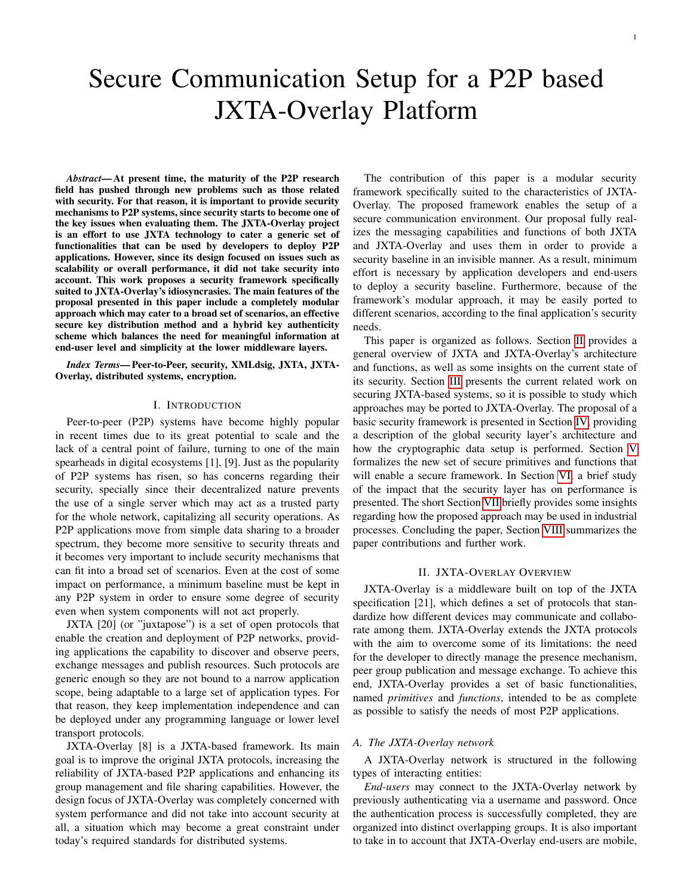# Secure Communication Setup for a P2P based JXTA-Overlay Platform

***Abstract*— At present time, the maturity of the P2P research field has pushed through new problems such as those related with security. For that reason, it is important to provide security mechanisms to P2P systems, since security starts to become one of the key issues when evaluating them. The JXTA-Overlay project is an effort to use JXTA technology to cater a generic set of functionalities that can be used by developers to deploy P2P applications. However, since its design focused on issues such as scalability or overall performance, it did not take security into account. This work proposes a security framework specifically suited to JXTA-Overlay's idiosyncrasies. The main features of the proposal presented in this paper include a completely modular approach which may cater to a broad set of scenarios, an effective secure key distribution method and a hybrid key authenticity scheme which balances the need for meaningful information at end-user level and simplicity at the lower middleware layers.**

***Index Terms*— Peer-to-Peer, security, XMLdsig, JXTA, JXTA-Overlay, distributed systems, encryption.**

## I. Introduction

Peer-to-peer (P2P) systems have become highly popular in recent times due to its great potential to scale and the lack of a central point of failure, turning to one of the main spearheads in digital ecosystems [1], [9]. Just as the popularity of P2P systems has risen, so has concerns regarding their security, specially since their decentralized nature prevents the use of a single server which may act as a trusted party for the whole network, capitalizing all security operations. As P2P applications move from simple data sharing to a broader spectrum, they become more sensitive to security threats and it becomes very important to include security mechanisms that can fit into a broad set of scenarios. Even at the cost of some impact on performance, a minimum baseline must be kept in any P2P system in order to ensure some degree of security even when system components will not act properly.

JXTA [20] (or "juxtapose") is a set of open protocols that enable the creation and deployment of P2P networks, providing applications the capability to discover and observe peers, exchange messages and publish resources. Such protocols are generic enough so they are not bound to a narrow application scope, being adaptable to a large set of application types. For that reason, they keep implementation independence and can be deployed under any programming language or lower level transport protocols.

JXTA-Overlay [8] is a JXTA-based framework. Its main goal is to improve the original JXTA protocols, increasing the reliability of JXTA-based P2P applications and enhancing its group management and file sharing capabilities. However, the design focus of JXTA-Overlay was completely concerned with system performance and did not take into account security at all, a situation which may become a great constraint under today's required standards for distributed systems.

The contribution of this paper is a modular security framework specifically suited to the characteristics of JXTA-Overlay. The proposed framework enables the setup of a secure communication environment. Our proposal fully realizes the messaging capabilities and functions of both JXTA and JXTA-Overlay and uses them in order to provide a security baseline in an invisible manner. As a result, minimum effort is necessary by application developers and end-users to deploy a security baseline. Furthermore, because of the framework's modular approach, it may be easily ported to different scenarios, according to the final application's security needs.

This paper is organized as follows. Section II provides a general overview of JXTA and JXTA-Overlay's architecture and functions, as well as some insights on the current state of its security. Section III presents the current related work on securing JXTA-based systems, so it is possible to study which approaches may be ported to JXTA-Overlay. The proposal of a basic security framework is presented in Section IV, providing a description of the global security layer's architecture and how the cryptographic data setup is performed. Section V formalizes the new set of secure primitives and functions that will enable a secure framework. In Section VI, a brief study of the impact that the security layer has on performance is presented. The short Section VII briefly provides some insights regarding how the proposed approach may be used in industrial processes. Concluding the paper, Section VIII summarizes the paper contributions and further work.

## II. JXTA-Overlay Overview

JXTA-Overlay is a middleware built on top of the JXTA specification [21], which defines a set of protocols that standardize how different devices may communicate and collaborate among them. JXTA-Overlay extends the JXTA protocols with the aim to overcome some of its limitations: the need for the developer to directly manage the presence mechanism, peer group publication and message exchange. To achieve this end, JXTA-Overlay provides a set of basic functionalities, named *primitives* and *functions*, intended to be as complete as possible to satisfy the needs of most P2P applications.

### A. The JXTA-Overlay network

A JXTA-Overlay network is structured in the following types of interacting entities:

*End-users* may connect to the JXTA-Overlay network by previously authenticating via a username and password. Once the authentication process is successfully completed, they are organized into distinct overlapping groups. It is also important to take in to account that JXTA-Overlay end-users are mobile,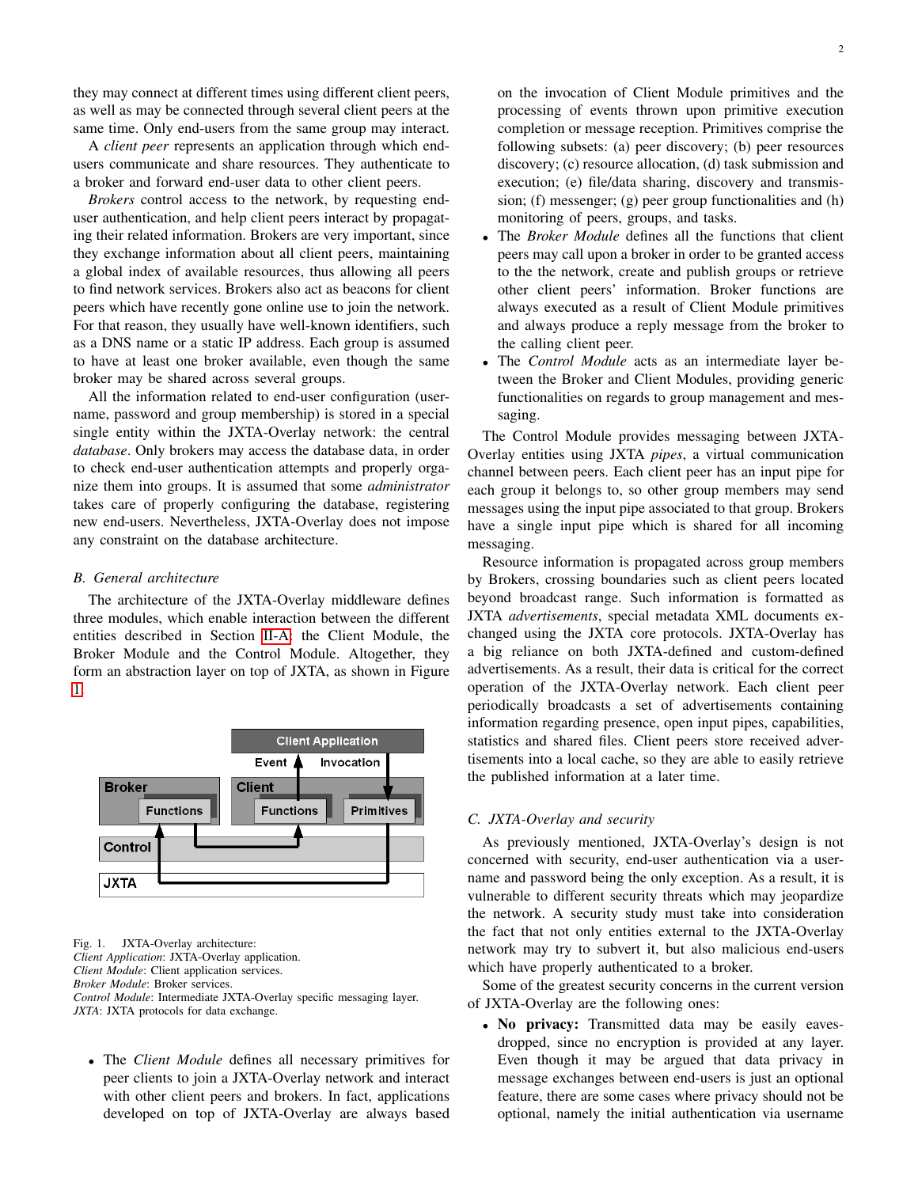they may connect at different times using different client peers, as well as may be connected through several client peers at the same time. Only end-users from the same group may interact.

A *client peer* represents an application through which end-users communicate and share resources. They authenticate to a broker and forward end-user data to other client peers.

*Brokers* control access to the network, by requesting end-user authentication, and help client peers interact by propagating their related information. Brokers are very important, since they exchange information about all client peers, maintaining a global index of available resources, thus allowing all peers to find network services. Brokers also act as beacons for client peers which have recently gone online use to join the network. For that reason, they usually have well-known identifiers, such as a DNS name or a static IP address. Each group is assumed to have at least one broker available, even though the same broker may be shared across several groups.

All the information related to end-user configuration (username, password and group membership) is stored in a special single entity within the JXTA-Overlay network: the central *database*. Only brokers may access the database data, in order to check end-user authentication attempts and properly organize them into groups. It is assumed that some *administrator* takes care of properly configuring the database, registering new end-users. Nevertheless, JXTA-Overlay does not impose any constraint on the database architecture.

### B. General architecture

The architecture of the JXTA-Overlay middleware defines three modules, which enable interaction between the different entities described in Section II-A: the Client Module, the Broker Module and the Control Module. Altogether, they form an abstraction layer on top of JXTA, as shown in Figure 1.

Client Application
Event
Invocation
Broker
Functions
Client
Functions
Primitives
Control
JXTA

Fig. 1. JXTA-Overlay architecture:
*Client Application*: JXTA-Overlay application.
*Client Module*: Client application services.
*Broker Module*: Broker services.
*Control Module*: Intermediate JXTA-Overlay specific messaging layer.
*JXTA*: JXTA protocols for data exchange.

- The *Client Module* defines all necessary primitives for peer clients to join a JXTA-Overlay network and interact with other client peers and brokers. In fact, applications developed on top of JXTA-Overlay are always based on the invocation of Client Module primitives and the processing of events thrown upon primitive execution completion or message reception. Primitives comprise the following subsets: (a) peer discovery; (b) peer resources discovery; (c) resource allocation, (d) task submission and execution; (e) file/data sharing, discovery and transmission; (f) messenger; (g) peer group functionalities and (h) monitoring of peers, groups, and tasks.
- The *Broker Module* defines all the functions that client peers may call upon a broker in order to be granted access to the the network, create and publish groups or retrieve other client peers' information. Broker functions are always executed as a result of Client Module primitives and always produce a reply message from the broker to the calling client peer.
- The *Control Module* acts as an intermediate layer between the Broker and Client Modules, providing generic functionalities on regards to group management and messaging.

The Control Module provides messaging between JXTA-Overlay entities using JXTA *pipes*, a virtual communication channel between peers. Each client peer has an input pipe for each group it belongs to, so other group members may send messages using the input pipe associated to that group. Brokers have a single input pipe which is shared for all incoming messaging.

Resource information is propagated across group members by Brokers, crossing boundaries such as client peers located beyond broadcast range. Such information is formatted as JXTA *advertisements*, special metadata XML documents exchanged using the JXTA core protocols. JXTA-Overlay has a big reliance on both JXTA-defined and custom-defined advertisements. As a result, their data is critical for the correct operation of the JXTA-Overlay network. Each client peer periodically broadcasts a set of advertisements containing information regarding presence, open input pipes, capabilities, statistics and shared files. Client peers store received advertisements into a local cache, so they are able to easily retrieve the published information at a later time.

### C. JXTA-Overlay and security

As previously mentioned, JXTA-Overlay's design is not concerned with security, end-user authentication via a username and password being the only exception. As a result, it is vulnerable to different security threats which may jeopardize the network. A security study must take into consideration the fact that not only entities external to the JXTA-Overlay network may try to subvert it, but also malicious end-users which have properly authenticated to a broker.

Some of the greatest security concerns in the current version of JXTA-Overlay are the following ones:

- **No privacy:** Transmitted data may be easily eavesdropped, since no encryption is provided at any layer. Even though it may be argued that data privacy in message exchanges between end-users is just an optional feature, there are some cases where privacy should not be optional, namely the initial authentication via username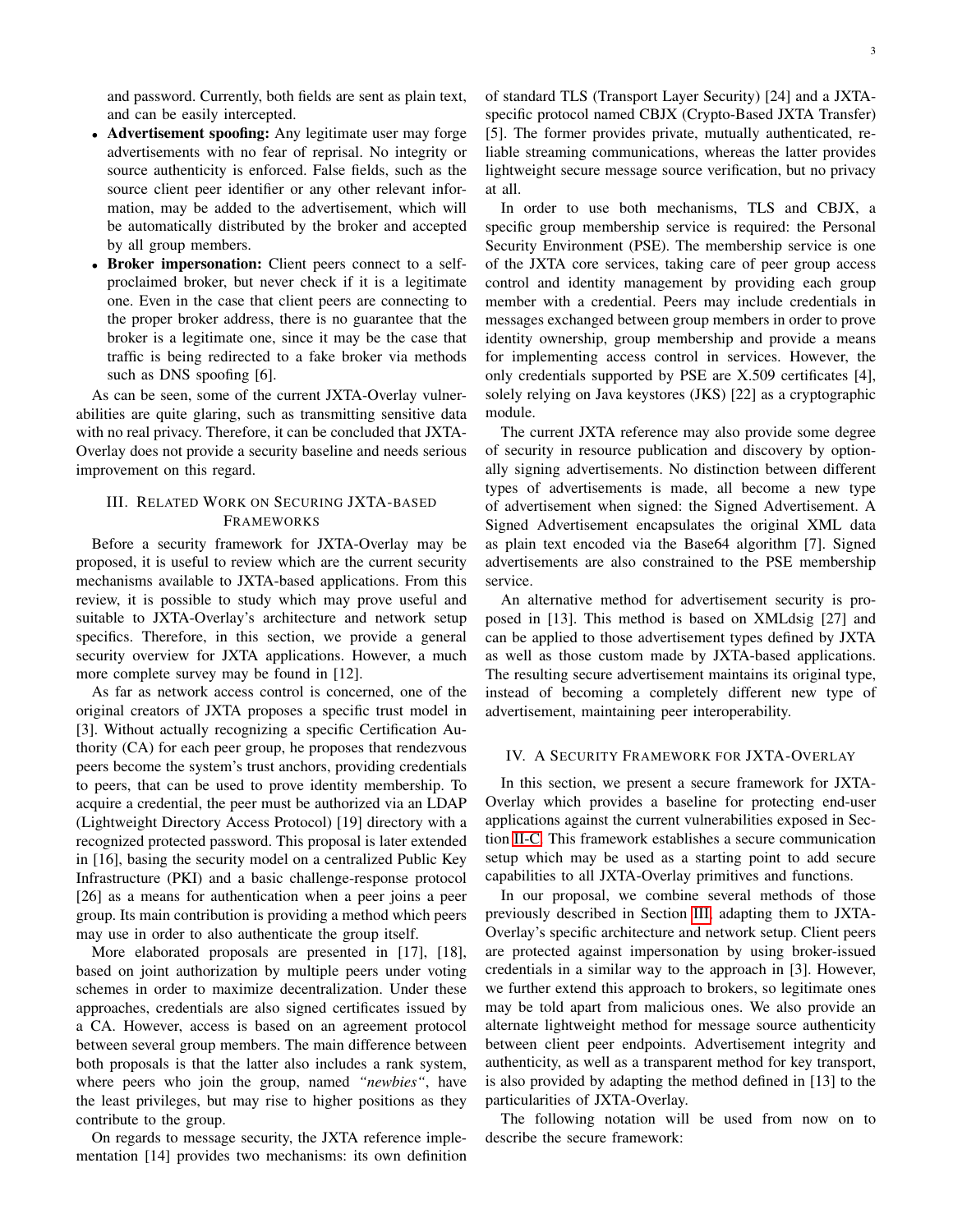and password. Currently, both fields are sent as plain text, and can be easily intercepted.

- **Advertisement spoofing:** Any legitimate user may forge advertisements with no fear of reprisal. No integrity or source authenticity is enforced. False fields, such as the source client peer identifier or any other relevant information, may be added to the advertisement, which will be automatically distributed by the broker and accepted by all group members.
- **Broker impersonation:** Client peers connect to a self-proclaimed broker, but never check if it is a legitimate one. Even in the case that client peers are connecting to the proper broker address, there is no guarantee that the broker is a legitimate one, since it may be the case that traffic is being redirected to a fake broker via methods such as DNS spoofing [6].

As can be seen, some of the current JXTA-Overlay vulnerabilities are quite glaring, such as transmitting sensitive data with no real privacy. Therefore, it can be concluded that JXTA-Overlay does not provide a security baseline and needs serious improvement on this regard.

## III. Related Work on Securing JXTA-based Frameworks

Before a security framework for JXTA-Overlay may be proposed, it is useful to review which are the current security mechanisms available to JXTA-based applications. From this review, it is possible to study which may prove useful and suitable to JXTA-Overlay's architecture and network setup specifics. Therefore, in this section, we provide a general security overview for JXTA applications. However, a much more complete survey may be found in [12].

As far as network access control is concerned, one of the original creators of JXTA proposes a specific trust model in [3]. Without actually recognizing a specific Certification Authority (CA) for each peer group, he proposes that rendezvous peers become the system's trust anchors, providing credentials to peers, that can be used to prove identity membership. To acquire a credential, the peer must be authorized via an LDAP (Lightweight Directory Access Protocol) [19] directory with a recognized protected password. This proposal is later extended in [16], basing the security model on a centralized Public Key Infrastructure (PKI) and a basic challenge-response protocol [26] as a means for authentication when a peer joins a peer group. Its main contribution is providing a method which peers may use in order to also authenticate the group itself.

More elaborated proposals are presented in [17], [18], based on joint authorization by multiple peers under voting schemes in order to maximize decentralization. Under these approaches, credentials are also signed certificates issued by a CA. However, access is based on an agreement protocol between several group members. The main difference between both proposals is that the latter also includes a rank system, where peers who join the group, named *"newbies"*, have the least privileges, but may rise to higher positions as they contribute to the group.

On regards to message security, the JXTA reference implementation [14] provides two mechanisms: its own definition of standard TLS (Transport Layer Security) [24] and a JXTA-specific protocol named CBJX (Crypto-Based JXTA Transfer) [5]. The former provides private, mutually authenticated, reliable streaming communications, whereas the latter provides lightweight secure message source verification, but no privacy at all.

In order to use both mechanisms, TLS and CBJX, a specific group membership service is required: the Personal Security Environment (PSE). The membership service is one of the JXTA core services, taking care of peer group access control and identity management by providing each group member with a credential. Peers may include credentials in messages exchanged between group members in order to prove identity ownership, group membership and provide a means for implementing access control in services. However, the only credentials supported by PSE are X.509 certificates [4], solely relying on Java keystores (JKS) [22] as a cryptographic module.

The current JXTA reference may also provide some degree of security in resource publication and discovery by optionally signing advertisements. No distinction between different types of advertisements is made, all become a new type of advertisement when signed: the Signed Advertisement. A Signed Advertisement encapsulates the original XML data as plain text encoded via the Base64 algorithm [7]. Signed advertisements are also constrained to the PSE membership service.

An alternative method for advertisement security is proposed in [13]. This method is based on XMLdsig [27] and can be applied to those advertisement types defined by JXTA as well as those custom made by JXTA-based applications. The resulting secure advertisement maintains its original type, instead of becoming a completely different new type of advertisement, maintaining peer interoperability.

## IV. A Security Framework for JXTA-Overlay

In this section, we present a secure framework for JXTA-Overlay which provides a baseline for protecting end-user applications against the current vulnerabilities exposed in Section II-C. This framework establishes a secure communication setup which may be used as a starting point to add secure capabilities to all JXTA-Overlay primitives and functions.

In our proposal, we combine several methods of those previously described in Section III, adapting them to JXTA-Overlay's specific architecture and network setup. Client peers are protected against impersonation by using broker-issued credentials in a similar way to the approach in [3]. However, we further extend this approach to brokers, so legitimate ones may be told apart from malicious ones. We also provide an alternate lightweight method for message source authenticity between client peer endpoints. Advertisement integrity and authenticity, as well as a transparent method for key transport, is also provided by adapting the method defined in [13] to the particularities of JXTA-Overlay.

The following notation will be used from now on to describe the secure framework: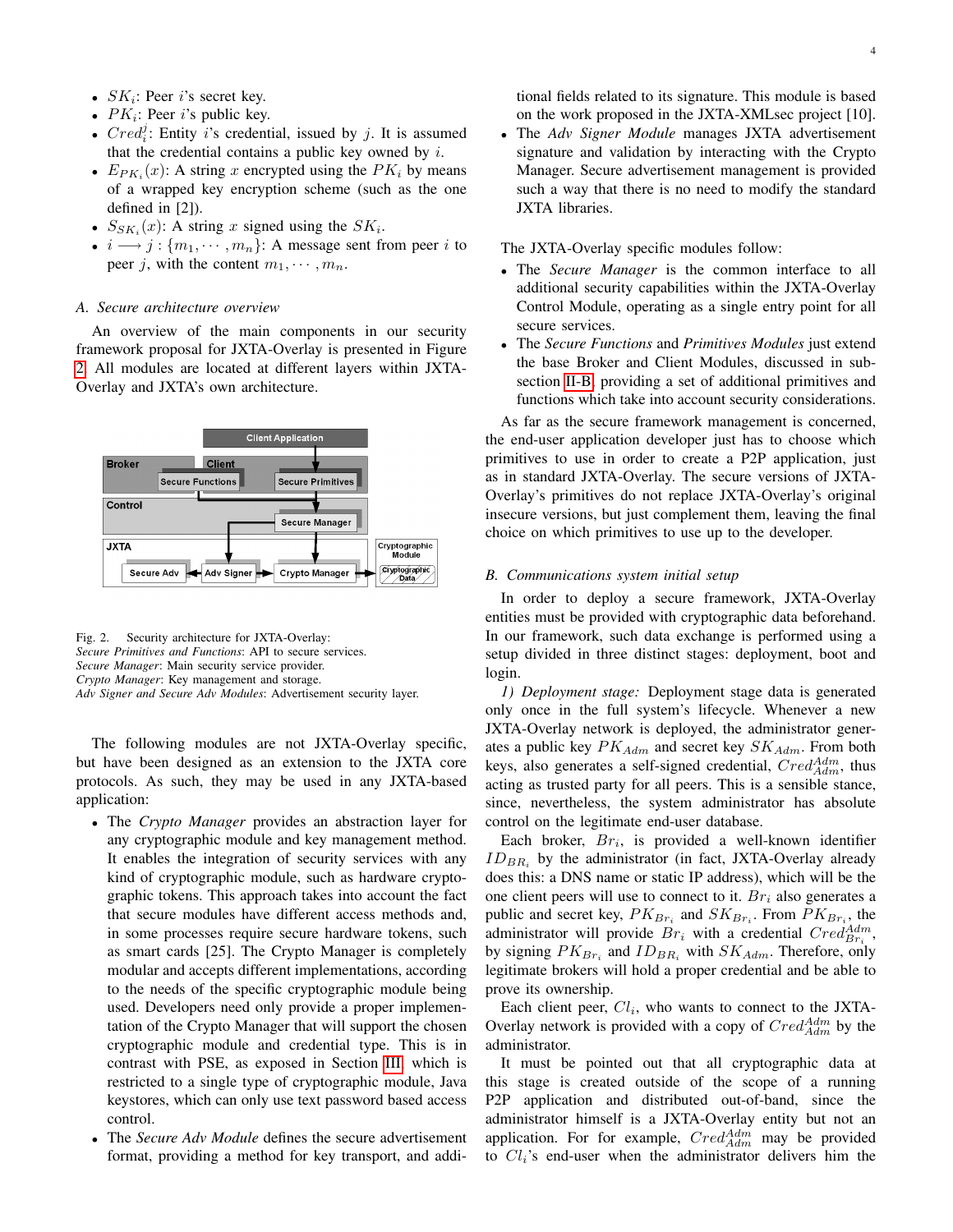- $SK_i$: Peer $i$'s secret key.
- $PK_i$: Peer $i$'s public key.
- $Cred_i^j$: Entity $i$'s credential, issued by $j$. It is assumed that the credential contains a public key owned by $i$.
- $E_{PK_i}(x)$: A string $x$ encrypted using the $PK_i$ by means of a wrapped key encryption scheme (such as the one defined in [2]).
- $S_{SK_i}(x)$: A string $x$ signed using the $SK_i$.
- $i \longrightarrow j : \{m_1, \cdots, m_n\}$: A message sent from peer $i$ to peer $j$, with the content $m_1, \cdots, m_n$.

### A. Secure architecture overview

An overview of the main components in our security framework proposal for JXTA-Overlay is presented in Figure 2. All modules are located at different layers within JXTA-Overlay and JXTA's own architecture.

Fig. 2. Security architecture for JXTA-Overlay:
*Secure Primitives and Functions*: API to secure services.
*Secure Manager*: Main security service provider.
*Crypto Manager*: Key management and storage.
*Adv Signer and Secure Adv Modules*: Advertisement security layer.

The following modules are not JXTA-Overlay specific, but have been designed as an extension to the JXTA core protocols. As such, they may be used in any JXTA-based application:

- The *Crypto Manager* provides an abstraction layer for any cryptographic module and key management method. It enables the integration of security services with any kind of cryptographic module, such as hardware cryptographic tokens. This approach takes into account the fact that secure modules have different access methods and, in some processes require secure hardware tokens, such as smart cards [25]. The Crypto Manager is completely modular and accepts different implementations, according to the needs of the specific cryptographic module being used. Developers need only provide a proper implementation of the Crypto Manager that will support the chosen cryptographic module and credential type. This is in contrast with PSE, as exposed in Section III, which is restricted to a single type of cryptographic module, Java keystores, which can only use text password based access control.
- The *Secure Adv Module* defines the secure advertisement format, providing a method for key transport, and additional fields related to its signature. This module is based on the work proposed in the JXTA-XMLsec project [10].
- The *Adv Signer Module* manages JXTA advertisement signature and validation by interacting with the Crypto Manager. Secure advertisement management is provided such a way that there is no need to modify the standard JXTA libraries.

The JXTA-Overlay specific modules follow:

- The *Secure Manager* is the common interface to all additional security capabilities within the JXTA-Overlay Control Module, operating as a single entry point for all secure services.
- The *Secure Functions* and *Primitives Modules* just extend the base Broker and Client Modules, discussed in subsection II-B, providing a set of additional primitives and functions which take into account security considerations.

As far as the secure framework management is concerned, the end-user application developer just has to choose which primitives to use in order to create a P2P application, just as in standard JXTA-Overlay. The secure versions of JXTA-Overlay's primitives do not replace JXTA-Overlay's original insecure versions, but just complement them, leaving the final choice on which primitives to use up to the developer.

### B. Communications system initial setup

In order to deploy a secure framework, JXTA-Overlay entities must be provided with cryptographic data beforehand. In our framework, such data exchange is performed using a setup divided in three distinct stages: deployment, boot and login.

*1) Deployment stage:* Deployment stage data is generated only once in the full system's lifecycle. Whenever a new JXTA-Overlay network is deployed, the administrator generates a public key $PK_{Adm}$ and secret key $SK_{Adm}$. From both keys, also generates a self-signed credential, $Cred_{Adm}^{Adm}$, thus acting as trusted party for all peers. This is a sensible stance, since, nevertheless, the system administrator has absolute control on the legitimate end-user database.

Each broker, $Br_i$, is provided a well-known identifier $ID_{BR_i}$ by the administrator (in fact, JXTA-Overlay already does this: a DNS name or static IP address), which will be the one client peers will use to connect to it. $Br_i$ also generates a public and secret key, $PK_{Br_i}$ and $SK_{Br_i}$. From $PK_{Br_i}$, the administrator will provide $Br_i$ with a credential $Cred_{Br_i}^{Adm}$, by signing $PK_{Br_i}$ and $ID_{BR_i}$ with $SK_{Adm}$. Therefore, only legitimate brokers will hold a proper credential and be able to prove its ownership.

Each client peer, $Cl_i$, who wants to connect to the JXTA-Overlay network is provided with a copy of $Cred_{Adm}^{Adm}$ by the administrator.

It must be pointed out that all cryptographic data at this stage is created outside of the scope of a running P2P application and distributed out-of-band, since the administrator himself is a JXTA-Overlay entity but not an application. For for example, $Cred_{Adm}^{Adm}$ may be provided to $Cl_i$'s end-user when the administrator delivers him the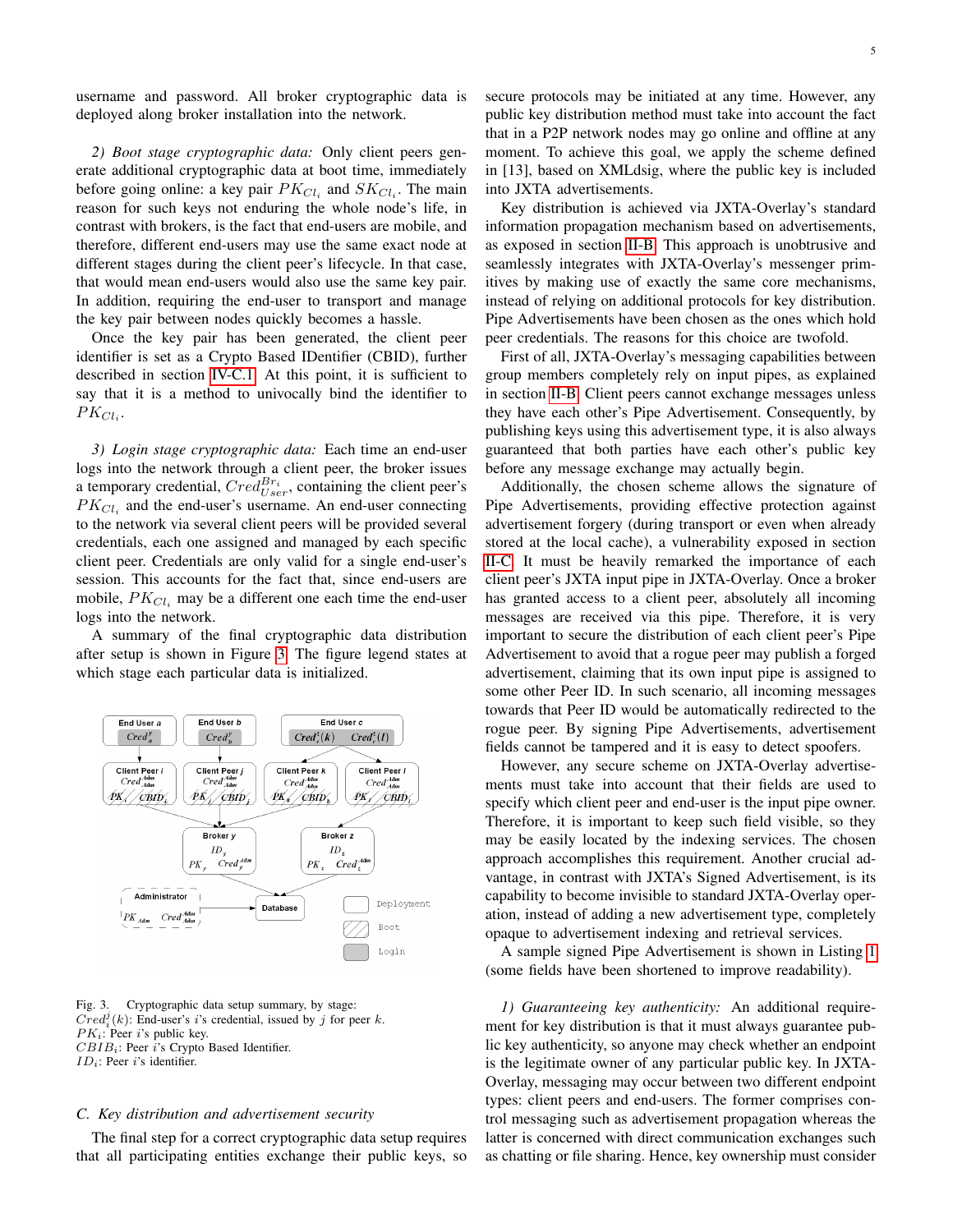username and password. All broker cryptographic data is deployed along broker installation into the network.

*2) Boot stage cryptographic data:* Only client peers generate additional cryptographic data at boot time, immediately before going online: a key pair $PK_{Cl_i}$ and $SK_{Cl_i}$. The main reason for such keys not enduring the whole node's life, in contrast with brokers, is the fact that end-users are mobile, and therefore, different end-users may use the same exact node at different stages during the client peer's lifecycle. In that case, that would mean end-users would also use the same key pair. In addition, requiring the end-user to transport and manage the key pair between nodes quickly becomes a hassle.

Once the key pair has been generated, the client peer identifier is set as a Crypto Based IDentifier (CBID), further described in section IV-C.1. At this point, it is sufficient to say that it is a method to univocally bind the identifier to $PK_{Cl_i}$.

*3) Login stage cryptographic data:* Each time an end-user logs into the network through a client peer, the broker issues a temporary credential, $Cred^{Br_i}_{User}$, containing the client peer's $PK_{Cl_i}$ and the end-user's username. An end-user connecting to the network via several client peers will be provided several credentials, each one assigned and managed by each specific client peer. Credentials are only valid for a single end-user's session. This accounts for the fact that, since end-users are mobile, $PK_{Cl_i}$ may be a different one each time the end-user logs into the network.

A summary of the final cryptographic data distribution after setup is shown in Figure 3. The figure legend states at which stage each particular data is initialized.

Fig. 3. Cryptographic data setup summary, by stage:
$Cred^j_i(k)$: End-user's $i$'s credential, issued by $j$ for peer $k$.
$PK_i$: Peer $i$'s public key.
$CBIB_i$: Peer $i$'s Crypto Based Identifier.
$ID_i$: Peer $i$'s identifier.

### C. Key distribution and advertisement security

The final step for a correct cryptographic data setup requires that all participating entities exchange their public keys, so secure protocols may be initiated at any time. However, any public key distribution method must take into account the fact that in a P2P network nodes may go online and offline at any moment. To achieve this goal, we apply the scheme defined in [13], based on XMLdsig, where the public key is included into JXTA advertisements.

Key distribution is achieved via JXTA-Overlay's standard information propagation mechanism based on advertisements, as exposed in section II-B. This approach is unobtrusive and seamlessly integrates with JXTA-Overlay's messenger primitives by making use of exactly the same core mechanisms, instead of relying on additional protocols for key distribution. Pipe Advertisements have been chosen as the ones which hold peer credentials. The reasons for this choice are twofold.

First of all, JXTA-Overlay's messaging capabilities between group members completely rely on input pipes, as explained in section II-B. Client peers cannot exchange messages unless they have each other's Pipe Advertisement. Consequently, by publishing keys using this advertisement type, it is also always guaranteed that both parties have each other's public key before any message exchange may actually begin.

Additionally, the chosen scheme allows the signature of Pipe Advertisements, providing effective protection against advertisement forgery (during transport or even when already stored at the local cache), a vulnerability exposed in section II-C. It must be heavily remarked the importance of each client peer's JXTA input pipe in JXTA-Overlay. Once a broker has granted access to a client peer, absolutely all incoming messages are received via this pipe. Therefore, it is very important to secure the distribution of each client peer's Pipe Advertisement to avoid that a rogue peer may publish a forged advertisement, claiming that its own input pipe is assigned to some other Peer ID. In such scenario, all incoming messages towards that Peer ID would be automatically redirected to the rogue peer. By signing Pipe Advertisements, advertisement fields cannot be tampered and it is easy to detect spoofers.

However, any secure scheme on JXTA-Overlay advertisements must take into account that their fields are used to specify which client peer and end-user is the input pipe owner. Therefore, it is important to keep such field visible, so they may be easily located by the indexing services. The chosen approach accomplishes this requirement. Another crucial advantage, in contrast with JXTA's Signed Advertisement, is its capability to become invisible to standard JXTA-Overlay operation, instead of adding a new advertisement type, completely opaque to advertisement indexing and retrieval services.

A sample signed Pipe Advertisement is shown in Listing 1 (some fields have been shortened to improve readability).

*1) Guaranteeing key authenticity:* An additional requirement for key distribution is that it must always guarantee public key authenticity, so anyone may check whether an endpoint is the legitimate owner of any particular public key. In JXTA-Overlay, messaging may occur between two different endpoint types: client peers and end-users. The former comprises control messaging such as advertisement propagation whereas the latter is concerned with direct communication exchanges such as chatting or file sharing. Hence, key ownership must consider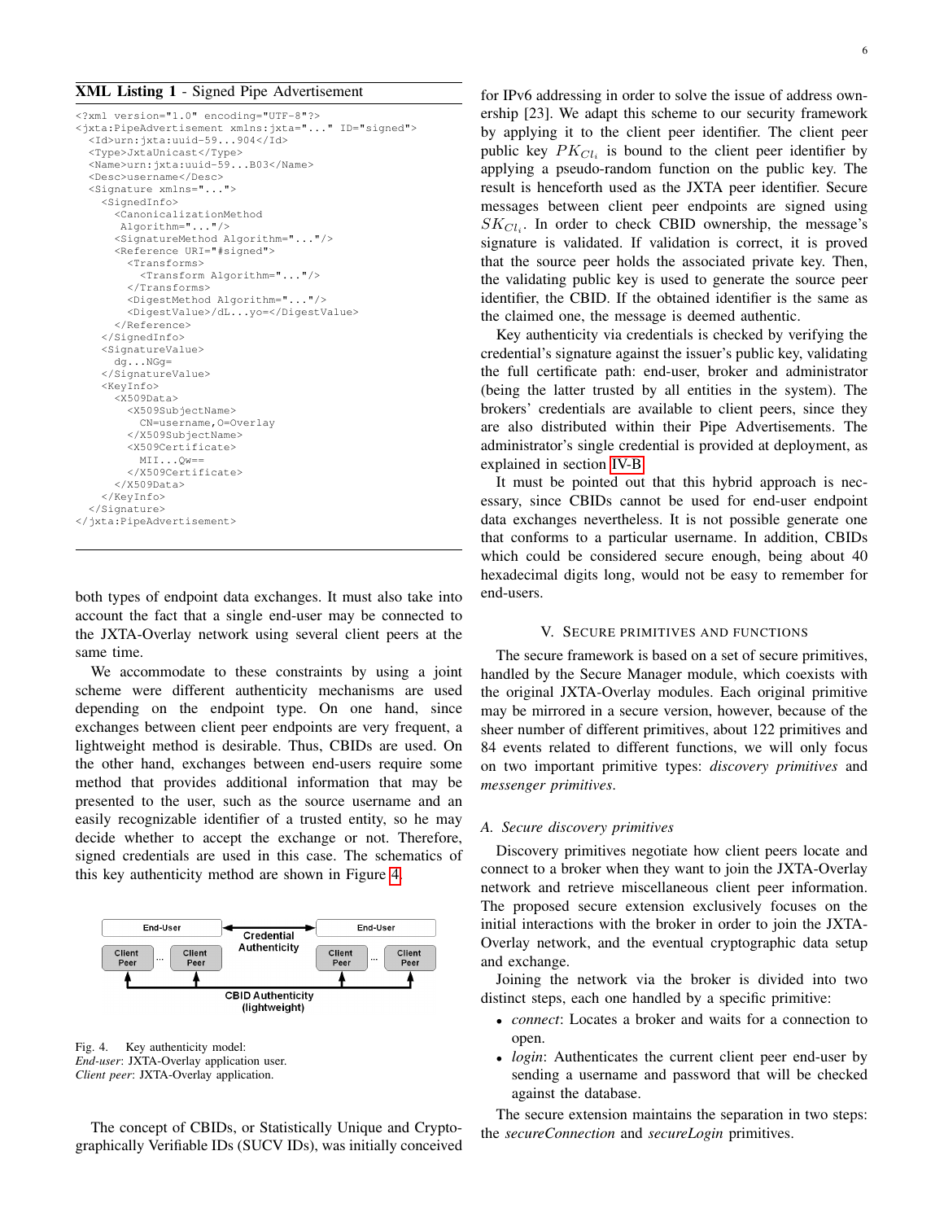**XML Listing 1** - Signed Pipe Advertisement

```
<?xml version="1.0" encoding="UTF-8"?>
<jxta:PipeAdvertisement xmlns:jxta="..." ID="signed">
  <Id>urn:jxta:uuid-59...904</Id>
  <Type>JxtaUnicast</Type>
  <Name>urn:jxta:uuid-59...B03</Name>
  <Desc>username</Desc>
  <Signature xmlns="...">
    <SignedInfo>
      <CanonicalizationMethod
       Algorithm="..."/>
      <SignatureMethod Algorithm="..."/>
      <Reference URI="#signed">
        <Transforms>
          <Transform Algorithm="..."/>
        </Transforms>
        <DigestMethod Algorithm="..."/>
        <DigestValue>/dL...yo=</DigestValue>
      </Reference>
    </SignedInfo>
    <SignatureValue>
      dg...NGg=
    </SignatureValue>
    <KeyInfo>
      <X509Data>
        <X509SubjectName>
          CN=username,O=Overlay
        </X509SubjectName>
        <X509Certificate>
          MII...Qw==
        </X509Certificate>
      </X509Data>
    </KeyInfo>
  </Signature>
</jxta:PipeAdvertisement>
```

both types of endpoint data exchanges. It must also take into account the fact that a single end-user may be connected to the JXTA-Overlay network using several client peers at the same time.

We accommodate to these constraints by using a joint scheme were different authenticity mechanisms are used depending on the endpoint type. On one hand, since exchanges between client peer endpoints are very frequent, a lightweight method is desirable. Thus, CBIDs are used. On the other hand, exchanges between end-users require some method that provides additional information that may be presented to the user, such as the source username and an easily recognizable identifier of a trusted entity, so he may decide whether to accept the exchange or not. Therefore, signed credentials are used in this case. The schematics of this key authenticity method are shown in Figure 4.

Fig. 4. Key authenticity model:
*End-user*: JXTA-Overlay application user.
*Client peer*: JXTA-Overlay application.

The concept of CBIDs, or Statistically Unique and Cryptographically Verifiable IDs (SUCV IDs), was initially conceived for IPv6 addressing in order to solve the issue of address ownership [23]. We adapt this scheme to our security framework by applying it to the client peer identifier. The client peer public key $PK_{Cl_i}$ is bound to the client peer identifier by applying a pseudo-random function on the public key. The result is henceforth used as the JXTA peer identifier. Secure messages between client peer endpoints are signed using $SK_{Cl_i}$. In order to check CBID ownership, the message's signature is validated. If validation is correct, it is proved that the source peer holds the associated private key. Then, the validating public key is used to generate the source peer identifier, the CBID. If the obtained identifier is the same as the claimed one, the message is deemed authentic.

Key authenticity via credentials is checked by verifying the credential's signature against the issuer's public key, validating the full certificate path: end-user, broker and administrator (being the latter trusted by all entities in the system). The brokers' credentials are available to client peers, since they are also distributed within their Pipe Advertisements. The administrator's single credential is provided at deployment, as explained in section IV-B.

It must be pointed out that this hybrid approach is necessary, since CBIDs cannot be used for end-user endpoint data exchanges nevertheless. It is not possible generate one that conforms to a particular username. In addition, CBIDs which could be considered secure enough, being about 40 hexadecimal digits long, would not be easy to remember for end-users.

## V. Secure primitives and functions

The secure framework is based on a set of secure primitives, handled by the Secure Manager module, which coexists with the original JXTA-Overlay modules. Each original primitive may be mirrored in a secure version, however, because of the sheer number of different primitives, about 122 primitives and 84 events related to different functions, we will only focus on two important primitive types: *discovery primitives* and *messenger primitives*.

### A. Secure discovery primitives

Discovery primitives negotiate how client peers locate and connect to a broker when they want to join the JXTA-Overlay network and retrieve miscellaneous client peer information. The proposed secure extension exclusively focuses on the initial interactions with the broker in order to join the JXTA-Overlay network, and the eventual cryptographic data setup and exchange.

Joining the network via the broker is divided into two distinct steps, each one handled by a specific primitive:

- *connect*: Locates a broker and waits for a connection to open.
- *login*: Authenticates the current client peer end-user by sending a username and password that will be checked against the database.

The secure extension maintains the separation in two steps: the *secureConnection* and *secureLogin* primitives.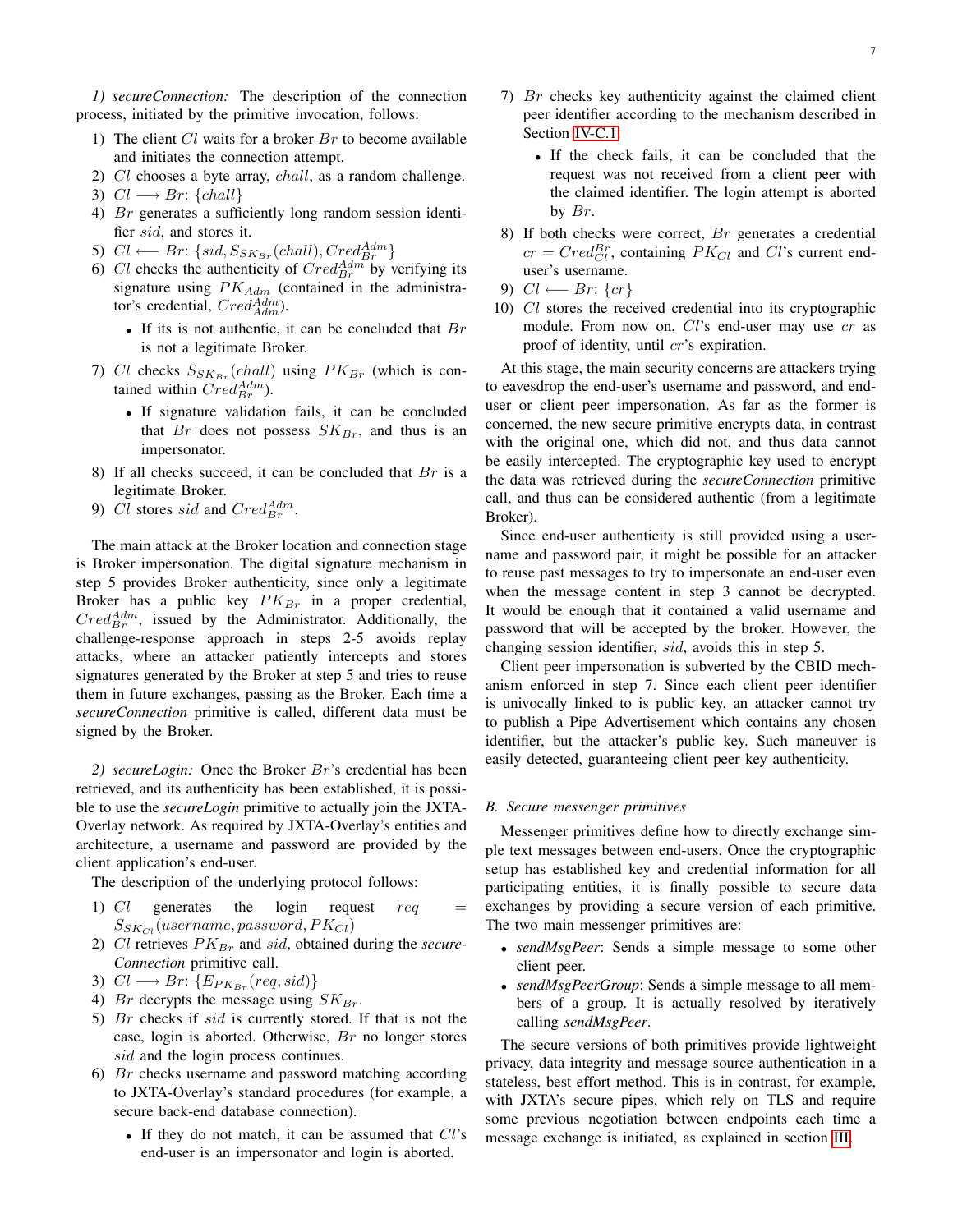*1) secureConnection:* The description of the connection process, initiated by the primitive invocation, follows:

1) The client $Cl$ waits for a broker $Br$ to become available and initiates the connection attempt.
2) $Cl$ chooses a byte array, $chall$, as a random challenge.
3) $Cl \longrightarrow Br$: $\{chall\}$
4) $Br$ generates a sufficiently long random session identifier $sid$, and stores it.
5) $Cl \longleftarrow Br$: $\{sid, S_{SK_{Br}}(chall), Cred_{Br}^{Adm}\}$
6) $Cl$ checks the authenticity of $Cred_{Br}^{Adm}$ by verifying its signature using $PK_{Adm}$ (contained in the administrator's credential, $Cred_{Adm}^{Adm}$).
   - If its is not authentic, it can be concluded that $Br$ is not a legitimate Broker.
7) $Cl$ checks $S_{SK_{Br}}(chall)$ using $PK_{Br}$ (which is contained within $Cred_{Br}^{Adm}$).
   - If signature validation fails, it can be concluded that $Br$ does not possess $SK_{Br}$, and thus is an impersonator.
8) If all checks succeed, it can be concluded that $Br$ is a legitimate Broker.
9) $Cl$ stores $sid$ and $Cred_{Br}^{Adm}$.

The main attack at the Broker location and connection stage is Broker impersonation. The digital signature mechanism in step 5 provides Broker authenticity, since only a legitimate Broker has a public key $PK_{Br}$ in a proper credential, $Cred_{Br}^{Adm}$, issued by the Administrator. Additionally, the challenge-response approach in steps 2-5 avoids replay attacks, where an attacker patiently intercepts and stores signatures generated by the Broker at step 5 and tries to reuse them in future exchanges, passing as the Broker. Each time a *secureConnection* primitive is called, different data must be signed by the Broker.

*2) secureLogin:* Once the Broker $Br$'s credential has been retrieved, and its authenticity has been established, it is possible to use the *secureLogin* primitive to actually join the JXTA-Overlay network. As required by JXTA-Overlay's entities and architecture, a username and password are provided by the client application's end-user.

The description of the underlying protocol follows:

1) $Cl$ generates the login request $req = S_{SK_{Cl}}(username, password, PK_{Cl})$
2) $Cl$ retrieves $PK_{Br}$ and $sid$, obtained during the *secureConnection* primitive call.
3) $Cl \longrightarrow Br$: $\{E_{PK_{Br}}(req, sid)\}$
4) $Br$ decrypts the message using $SK_{Br}$.
5) $Br$ checks if $sid$ is currently stored. If that is not the case, login is aborted. Otherwise, $Br$ no longer stores $sid$ and the login process continues.
6) $Br$ checks username and password matching according to JXTA-Overlay's standard procedures (for example, a secure back-end database connection).
   - If they do not match, it can be assumed that $Cl$'s end-user is an impersonator and login is aborted.
7) $Br$ checks key authenticity against the claimed client peer identifier according to the mechanism described in Section IV-C.1
   - If the check fails, it can be concluded that the request was not received from a client peer with the claimed identifier. The login attempt is aborted by $Br$.
8) If both checks were correct, $Br$ generates a credential $cr = Cred_{Cl}^{Br}$, containing $PK_{Cl}$ and $Cl$'s current end-user's username.
9) $Cl \longleftarrow Br$: $\{cr\}$
10) $Cl$ stores the received credential into its cryptographic module. From now on, $Cl$'s end-user may use $cr$ as proof of identity, until $cr$'s expiration.

At this stage, the main security concerns are attackers trying to eavesdrop the end-user's username and password, and end-user or client peer impersonation. As far as the former is concerned, the new secure primitive encrypts data, in contrast with the original one, which did not, and thus data cannot be easily intercepted. The cryptographic key used to encrypt the data was retrieved during the *secureConnection* primitive call, and thus can be considered authentic (from a legitimate Broker).

Since end-user authenticity is still provided using a username and password pair, it might be possible for an attacker to reuse past messages to try to impersonate an end-user even when the message content in step 3 cannot be decrypted. It would be enough that it contained a valid username and password that will be accepted by the broker. However, the changing session identifier, $sid$, avoids this in step 5.

Client peer impersonation is subverted by the CBID mechanism enforced in step 7. Since each client peer identifier is univocally linked to is public key, an attacker cannot try to publish a Pipe Advertisement which contains any chosen identifier, but the attacker's public key. Such maneuver is easily detected, guaranteeing client peer key authenticity.

### B. Secure messenger primitives

Messenger primitives define how to directly exchange simple text messages between end-users. Once the cryptographic setup has established key and credential information for all participating entities, it is finally possible to secure data exchanges by providing a secure version of each primitive. The two main messenger primitives are:

- *sendMsgPeer*: Sends a simple message to some other client peer.
- *sendMsgPeerGroup*: Sends a simple message to all members of a group. It is actually resolved by iteratively calling *sendMsgPeer*.

The secure versions of both primitives provide lightweight privacy, data integrity and message source authentication in a stateless, best effort method. This is in contrast, for example, with JXTA's secure pipes, which rely on TLS and require some previous negotiation between endpoints each time a message exchange is initiated, as explained in section III.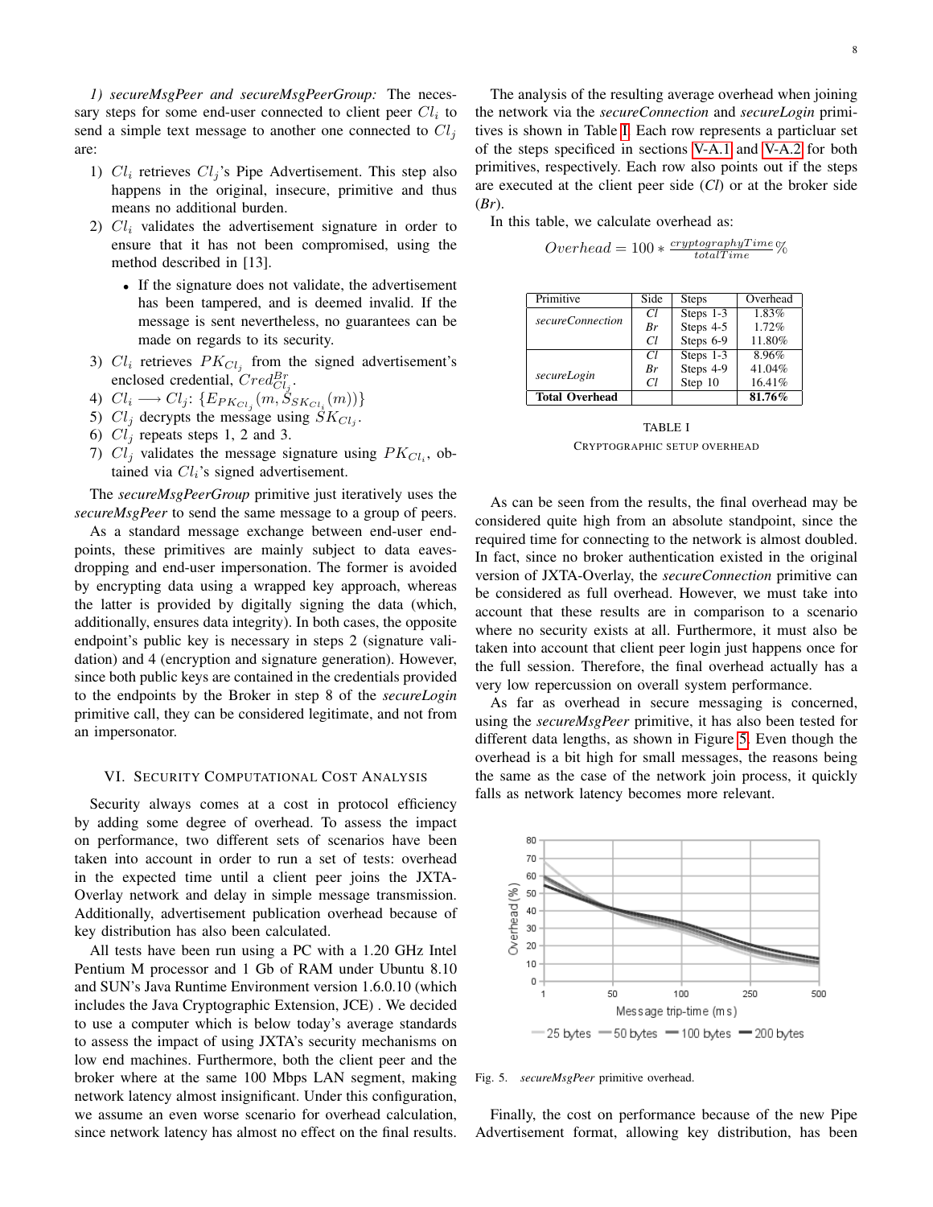*1) secureMsgPeer and secureMsgPeerGroup:* The necessary steps for some end-user connected to client peer $Cl_i$ to send a simple text message to another one connected to $Cl_j$ are:

1) $Cl_i$ retrieves $Cl_j$'s Pipe Advertisement. This step also happens in the original, insecure, primitive and thus means no additional burden.
2) $Cl_i$ validates the advertisement signature in order to ensure that it has not been compromised, using the method described in [13].
   - If the signature does not validate, the advertisement has been tampered, and is deemed invalid. If the message is sent nevertheless, no guarantees can be made on regards to its security.
3) $Cl_i$ retrieves $PK_{Cl_j}$ from the signed advertisement's enclosed credential, $Cred^{Br}_{Cl_j}$.
4) $Cl_i \longrightarrow Cl_j$: $\{E_{PK_{Cl_j}}(m, S_{SK_{Cl_i}}(m))\}$
5) $Cl_j$ decrypts the message using $SK_{Cl_j}$.
6) $Cl_j$ repeats steps 1, 2 and 3.
7) $Cl_j$ validates the message signature using $PK_{Cl_i}$, obtained via $Cl_i$'s signed advertisement.

The *secureMsgPeerGroup* primitive just iteratively uses the *secureMsgPeer* to send the same message to a group of peers.

As a standard message exchange between end-user endpoints, these primitives are mainly subject to data eavesdropping and end-user impersonation. The former is avoided by encrypting data using a wrapped key approach, whereas the latter is provided by digitally signing the data (which, additionally, ensures data integrity). In both cases, the opposite endpoint's public key is necessary in steps 2 (signature validation) and 4 (encryption and signature generation). However, since both public keys are contained in the credentials provided to the endpoints by the Broker in step 8 of the *secureLogin* primitive call, they can be considered legitimate, and not from an impersonator.

## VI. Security Computational Cost Analysis

Security always comes at a cost in protocol efficiency by adding some degree of overhead. To assess the impact on performance, two different sets of scenarios have been taken into account in order to run a set of tests: overhead in the expected time until a client peer joins the JXTA-Overlay network and delay in simple message transmission. Additionally, advertisement publication overhead because of key distribution has also been calculated.

All tests have been run using a PC with a 1.20 GHz Intel Pentium M processor and 1 Gb of RAM under Ubuntu 8.10 and SUN's Java Runtime Environment version 1.6.0.10 (which includes the Java Cryptographic Extension, JCE) . We decided to use a computer which is below today's average standards to assess the impact of using JXTA's security mechanisms on low end machines. Furthermore, both the client peer and the broker where at the same 100 Mbps LAN segment, making network latency almost insignificant. Under this configuration, we assume an even worse scenario for overhead calculation, since network latency has almost no effect on the final results.

The analysis of the resulting average overhead when joining the network via the *secureConnection* and *secureLogin* primitives is shown in Table I. Each row represents a particluar set of the steps specificed in sections V-A.1 and V-A.2 for both primitives, respectively. Each row also points out if the steps are executed at the client peer side (*Cl*) or at the broker side (*Br*).

In this table, we calculate overhead as:

$$Overhead = 100 * \frac{cryptographyTime}{totalTime}\%$$

| Primitive | Side | Steps | Overhead |
|---|---|---|---|
| *secureConnection* | *Cl* | Steps 1-3 | 1.83% |
| | *Br* | Steps 4-5 | 1.72% |
| | *Cl* | Steps 6-9 | 11.80% |
| *secureLogin* | *Cl* | Steps 1-3 | 8.96% |
| | *Br* | Steps 4-9 | 41.04% |
| | *Cl* | Step 10 | 16.41% |
| **Total Overhead** | | | **81.76%** |

TABLE I
CRYPTOGRAPHIC SETUP OVERHEAD

As can be seen from the results, the final overhead may be considered quite high from an absolute standpoint, since the required time for connecting to the network is almost doubled. In fact, since no broker authentication existed in the original version of JXTA-Overlay, the *secureConnection* primitive can be considered as full overhead. However, we must take into account that these results are in comparison to a scenario where no security exists at all. Furthermore, it must also be taken into account that client peer login just happens once for the full session. Therefore, the final overhead actually has a very low repercussion on overall system performance.

As far as overhead in secure messaging is concerned, using the *secureMsgPeer* primitive, it has also been tested for different data lengths, as shown in Figure 5. Even though the overhead is a bit high for small messages, the reasons being the same as the case of the network join process, it quickly falls as network latency becomes more relevant.

Fig. 5. *secureMsgPeer* primitive overhead.

Finally, the cost on performance because of the new Pipe Advertisement format, allowing key distribution, has been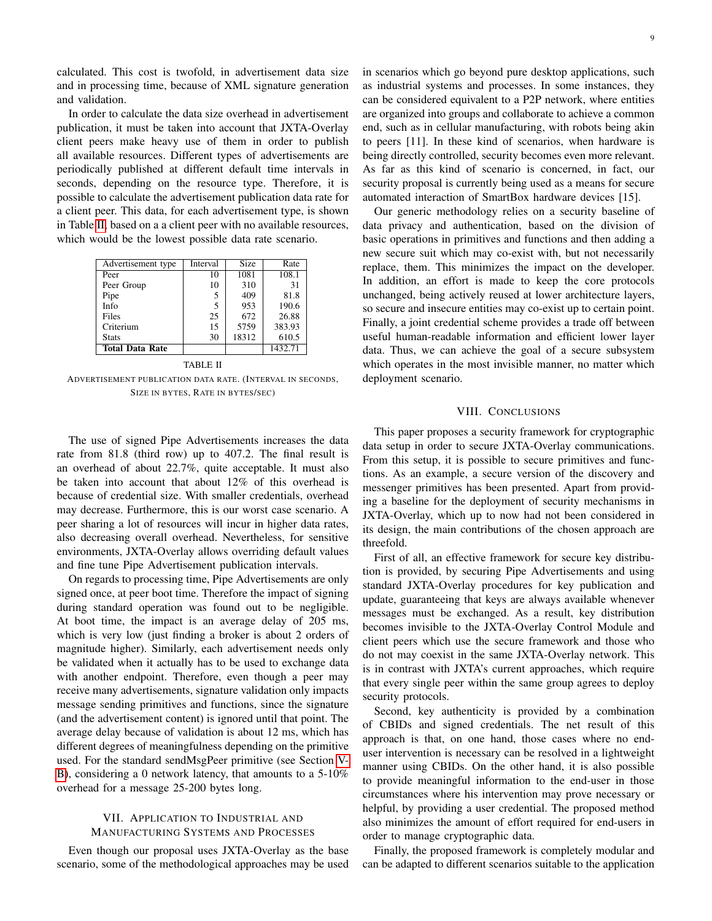calculated. This cost is twofold, in advertisement data size and in processing time, because of XML signature generation and validation.

In order to calculate the data size overhead in advertisement publication, it must be taken into account that JXTA-Overlay client peers make heavy use of them in order to publish all available resources. Different types of advertisements are periodically published at different default time intervals in seconds, depending on the resource type. Therefore, it is possible to calculate the advertisement publication data rate for a client peer. This data, for each advertisement type, is shown in Table II, based on a a client peer with no available resources, which would be the lowest possible data rate scenario.

| Advertisement type | Interval | Size | Rate |
|---|---|---|---|
| Peer | 10 | 1081 | 108.1 |
| Peer Group | 10 | 310 | 31 |
| Pipe | 5 | 409 | 81.8 |
| Info | 5 | 953 | 190.6 |
| Files | 25 | 672 | 26.88 |
| Criterium | 15 | 5759 | 383.93 |
| Stats | 30 | 18312 | 610.5 |
| **Total Data Rate** | | | 1432.71 |

TABLE II

ADVERTISEMENT PUBLICATION DATA RATE. (INTERVAL IN SECONDS, SIZE IN BYTES, RATE IN BYTES/SEC)

The use of signed Pipe Advertisements increases the data rate from 81.8 (third row) up to 407.2. The final result is an overhead of about 22.7%, quite acceptable. It must also be taken into account that about 12% of this overhead is because of credential size. With smaller credentials, overhead may decrease. Furthermore, this is our worst case scenario. A peer sharing a lot of resources will incur in higher data rates, also decreasing overall overhead. Nevertheless, for sensitive environments, JXTA-Overlay allows overriding default values and fine tune Pipe Advertisement publication intervals.

On regards to processing time, Pipe Advertisements are only signed once, at peer boot time. Therefore the impact of signing during standard operation was found out to be negligible. At boot time, the impact is an average delay of 205 ms, which is very low (just finding a broker is about 2 orders of magnitude higher). Similarly, each advertisement needs only be validated when it actually has to be used to exchange data with another endpoint. Therefore, even though a peer may receive many advertisements, signature validation only impacts message sending primitives and functions, since the signature (and the advertisement content) is ignored until that point. The average delay because of validation is about 12 ms, which has different degrees of meaningfulness depending on the primitive used. For the standard sendMsgPeer primitive (see Section V-B), considering a 0 network latency, that amounts to a 5-10% overhead for a message 25-200 bytes long.

## VII. Application to Industrial and Manufacturing Systems and Processes

Even though our proposal uses JXTA-Overlay as the base scenario, some of the methodological approaches may be used in scenarios which go beyond pure desktop applications, such as industrial systems and processes. In some instances, they can be considered equivalent to a P2P network, where entities are organized into groups and collaborate to achieve a common end, such as in cellular manufacturing, with robots being akin to peers [11]. In these kind of scenarios, when hardware is being directly controlled, security becomes even more relevant. As far as this kind of scenario is concerned, in fact, our security proposal is currently being used as a means for secure automated interaction of SmartBox hardware devices [15].

Our generic methodology relies on a security baseline of data privacy and authentication, based on the division of basic operations in primitives and functions and then adding a new secure suit which may co-exist with, but not necessarily replace, them. This minimizes the impact on the developer. In addition, an effort is made to keep the core protocols unchanged, being actively reused at lower architecture layers, so secure and insecure entities may co-exist up to certain point. Finally, a joint credential scheme provides a trade off between useful human-readable information and efficient lower layer data. Thus, we can achieve the goal of a secure subsystem which operates in the most invisible manner, no matter which deployment scenario.

## VIII. Conclusions

This paper proposes a security framework for cryptographic data setup in order to secure JXTA-Overlay communications. From this setup, it is possible to secure primitives and functions. As an example, a secure version of the discovery and messenger primitives has been presented. Apart from providing a baseline for the deployment of security mechanisms in JXTA-Overlay, which up to now had not been considered in its design, the main contributions of the chosen approach are threefold.

First of all, an effective framework for secure key distribution is provided, by securing Pipe Advertisements and using standard JXTA-Overlay procedures for key publication and update, guaranteeing that keys are always available whenever messages must be exchanged. As a result, key distribution becomes invisible to the JXTA-Overlay Control Module and client peers which use the secure framework and those who do not may coexist in the same JXTA-Overlay network. This is in contrast with JXTA's current approaches, which require that every single peer within the same group agrees to deploy security protocols.

Second, key authenticity is provided by a combination of CBIDs and signed credentials. The net result of this approach is that, on one hand, those cases where no end-user intervention is necessary can be resolved in a lightweight manner using CBIDs. On the other hand, it is also possible to provide meaningful information to the end-user in those circumstances where his intervention may prove necessary or helpful, by providing a user credential. The proposed method also minimizes the amount of effort required for end-users in order to manage cryptographic data.

Finally, the proposed framework is completely modular and can be adapted to different scenarios suitable to the application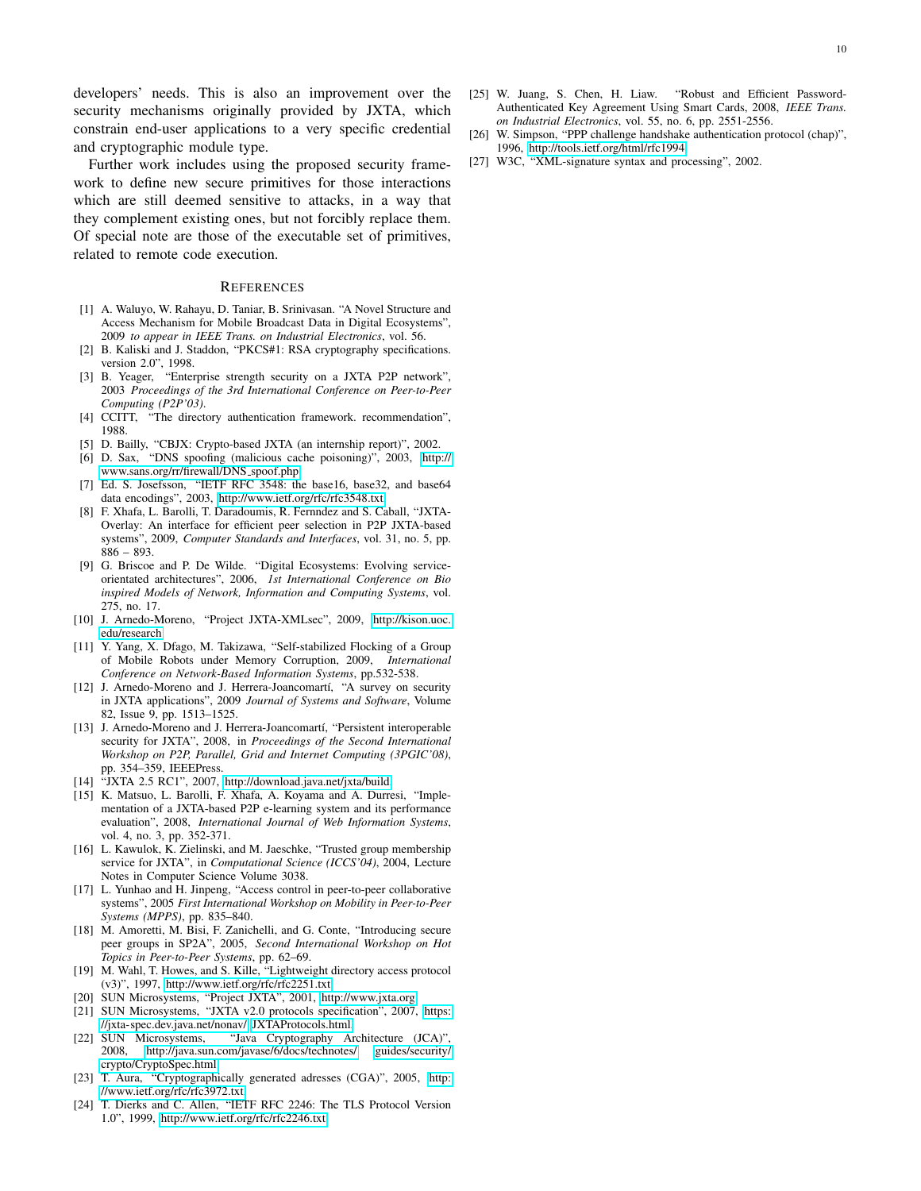developers' needs. This is also an improvement over the security mechanisms originally provided by JXTA, which constrain end-user applications to a very specific credential and cryptographic module type.

Further work includes using the proposed security framework to define new secure primitives for those interactions which are still deemed sensitive to attacks, in a way that they complement existing ones, but not forcibly replace them. Of special note are those of the executable set of primitives, related to remote code execution.

## REFERENCES

[1] A. Waluyo, W. Rahayu, D. Taniar, B. Srinivasan. "A Novel Structure and Access Mechanism for Mobile Broadcast Data in Digital Ecosystems", 2009 *to appear in IEEE Trans. on Industrial Electronics*, vol. 56.

[2] B. Kaliski and J. Staddon, "PKCS#1: RSA cryptography specifications. version 2.0", 1998.

[3] B. Yeager, "Enterprise strength security on a JXTA P2P network", 2003 *Proceedings of the 3rd International Conference on Peer-to-Peer Computing (P2P'03)*.

[4] CCITT, "The directory authentication framework. recommendation", 1988.

[5] D. Bailly, "CBJX: Crypto-based JXTA (an internship report)", 2002.

[6] D. Sax, "DNS spoofing (malicious cache poisoning)", 2003, http://www.sans.org/rr/firewall/DNS_spoof.php

[7] Ed. S. Josefsson, "IETF RFC 3548: the base16, base32, and base64 data encodings", 2003, http://www.ietf.org/rfc/rfc3548.txt

[8] F. Xhafa, L. Barolli, T. Daradoumis, R. Fernndez and S. Caball, "JXTA-Overlay: An interface for efficient peer selection in P2P JXTA-based systems", 2009, *Computer Standards and Interfaces*, vol. 31, no. 5, pp. 886 – 893.

[9] G. Briscoe and P. De Wilde. "Digital Ecosystems: Evolving service-orientated architectures", 2006, *1st International Conference on Bio inspired Models of Network, Information and Computing Systems*, vol. 275, no. 17.

[10] J. Arnedo-Moreno, "Project JXTA-XMLsec", 2009, http://kison.uoc.edu/research

[11] Y. Yang, X. Dfago, M. Takizawa, "Self-stabilized Flocking of a Group of Mobile Robots under Memory Corruption, 2009, *International Conference on Network-Based Information Systems*, pp.532-538.

[12] J. Arnedo-Moreno and J. Herrera-Joancomartí, "A survey on security in JXTA applications", 2009 *Journal of Systems and Software*, Volume 82, Issue 9, pp. 1513–1525.

[13] J. Arnedo-Moreno and J. Herrera-Joancomartí, "Persistent interoperable security for JXTA", 2008, in *Proceedings of the Second International Workshop on P2P, Parallel, Grid and Internet Computing (3PGIC'08)*, pp. 354–359, IEEEPress.

[14] "JXTA 2.5 RC1", 2007, http://download.java.net/jxta/build

[15] K. Matsuo, L. Barolli, F. Xhafa, A. Koyama and A. Durresi, "Implementation of a JXTA-based P2P e-learning system and its performance evaluation", 2008, *International Journal of Web Information Systems*, vol. 4, no. 3, pp. 352-371.

[16] L. Kawulok, K. Zielinski, and M. Jaeschke, "Trusted group membership service for JXTA", in *Computational Science (ICCS'04)*, 2004, Lecture Notes in Computer Science Volume 3038.

[17] L. Yunhao and H. Jinpeng, "Access control in peer-to-peer collaborative systems", 2005 *First International Workshop on Mobility in Peer-to-Peer Systems (MPPS)*, pp. 835–840.

[18] M. Amoretti, M. Bisi, F. Zanichelli, and G. Conte, "Introducing secure peer groups in SP2A", 2005, *Second International Workshop on Hot Topics in Peer-to-Peer Systems*, pp. 62–69.

[19] M. Wahl, T. Howes, and S. Kille, "Lightweight directory access protocol (v3)", 1997, http://www.ietf.org/rfc/rfc2251.txt

[20] SUN Microsystems, "Project JXTA", 2001, http://www.jxta.org

[21] SUN Microsystems, "JXTA v2.0 protocols specification", 2007, https://jxta-spec.dev.java.net/nonav/JXTAProtocols.html

[22] SUN Microsystems, "Java Cryptography Architecture (JCA)", 2008, http://java.sun.com/javase/6/docs/technotes/guides/security/crypto/CryptoSpec.html

[23] T. Aura, "Cryptographically generated adresses (CGA)", 2005, http://www.ietf.org/rfc/rfc3972.txt

[24] T. Dierks and C. Allen, "IETF RFC 2246: The TLS Protocol Version 1.0", 1999, http://www.ietf.org/rfc/rfc2246.txt

[25] W. Juang, S. Chen, H. Liaw. "Robust and Efficient Password-Authenticated Key Agreement Using Smart Cards, 2008, *IEEE Trans. on Industrial Electronics*, vol. 55, no. 6, pp. 2551-2556.

[26] W. Simpson, "PPP challenge handshake authentication protocol (chap)", 1996, http://tools.ietf.org/html/rfc1994

[27] W3C, "XML-signature syntax and processing", 2002.